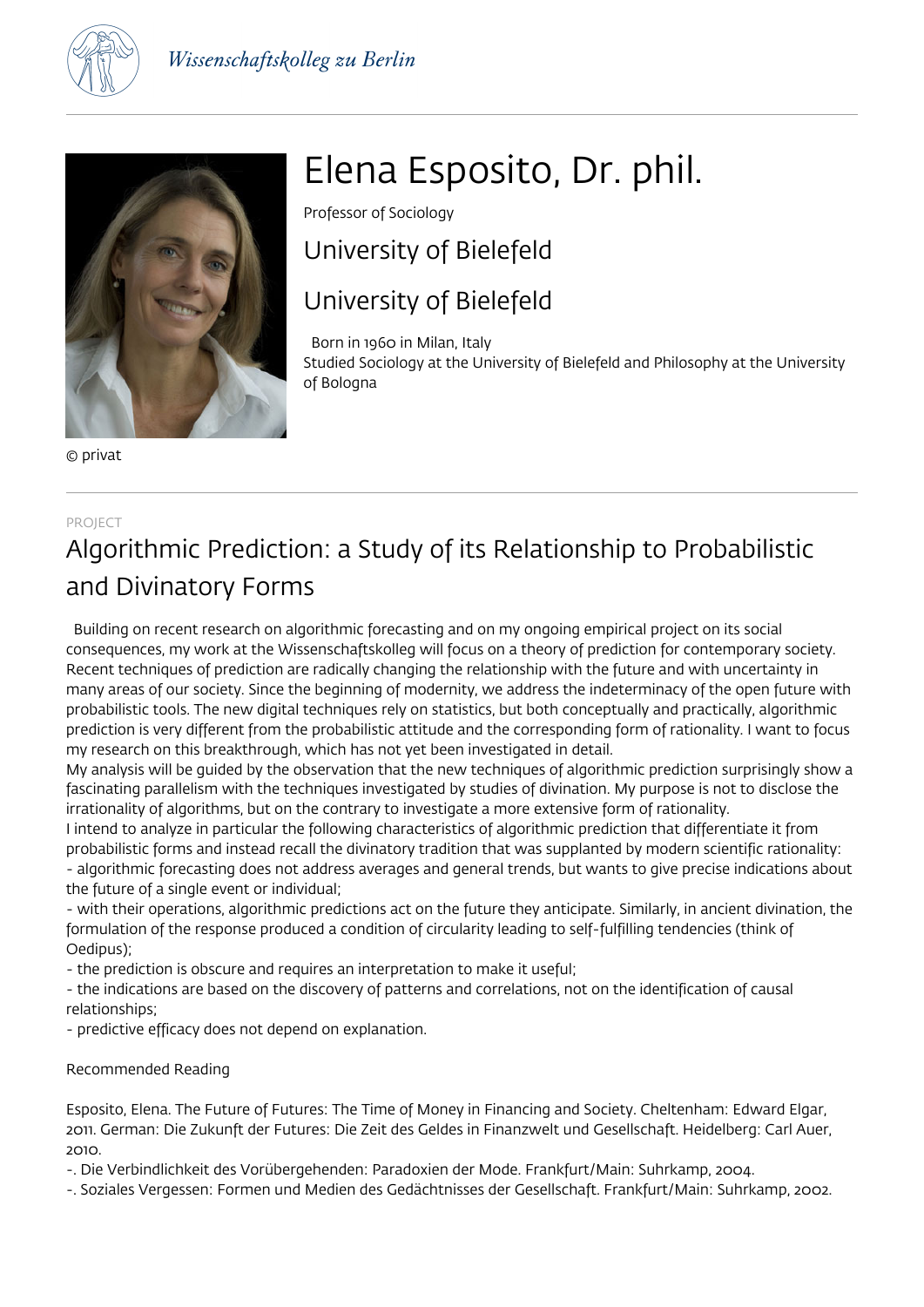Wissenschaftskolleg zu Berlin

# Elena Esposito, Dr. phil.

Professor of Sociology

## University of Bielefeld

## University of Bielefeld

Born in 1960 in Milan, Italy
Studied Sociology at the University of Bielefeld and Philosophy at the University of Bologna

© privat

PROJECT

## Algorithmic Prediction: a Study of its Relationship to Probabilistic and Divinatory Forms

Building on recent research on algorithmic forecasting and on my ongoing empirical project on its social consequences, my work at the Wissenschaftskolleg will focus on a theory of prediction for contemporary society. Recent techniques of prediction are radically changing the relationship with the future and with uncertainty in many areas of our society. Since the beginning of modernity, we address the indeterminacy of the open future with probabilistic tools. The new digital techniques rely on statistics, but both conceptually and practically, algorithmic prediction is very different from the probabilistic attitude and the corresponding form of rationality. I want to focus my research on this breakthrough, which has not yet been investigated in detail.
My analysis will be guided by the observation that the new techniques of algorithmic prediction surprisingly show a fascinating parallelism with the techniques investigated by studies of divination. My purpose is not to disclose the irrationality of algorithms, but on the contrary to investigate a more extensive form of rationality.
I intend to analyze in particular the following characteristics of algorithmic prediction that differentiate it from probabilistic forms and instead recall the divinatory tradition that was supplanted by modern scientific rationality:
- algorithmic forecasting does not address averages and general trends, but wants to give precise indications about the future of a single event or individual;
- with their operations, algorithmic predictions act on the future they anticipate. Similarly, in ancient divination, the formulation of the response produced a condition of circularity leading to self-fulfilling tendencies (think of Oedipus);
- the prediction is obscure and requires an interpretation to make it useful;
- the indications are based on the discovery of patterns and correlations, not on the identification of causal relationships;
- predictive efficacy does not depend on explanation.

Recommended Reading

Esposito, Elena. The Future of Futures: The Time of Money in Financing and Society. Cheltenham: Edward Elgar, 2011. German: Die Zukunft der Futures: Die Zeit des Geldes in Finanzwelt und Gesellschaft. Heidelberg: Carl Auer, 2010.
-. Die Verbindlichkeit des Vorübergehenden: Paradoxien der Mode. Frankfurt/Main: Suhrkamp, 2004.
-. Soziales Vergessen: Formen und Medien des Gedächtnisses der Gesellschaft. Frankfurt/Main: Suhrkamp, 2002.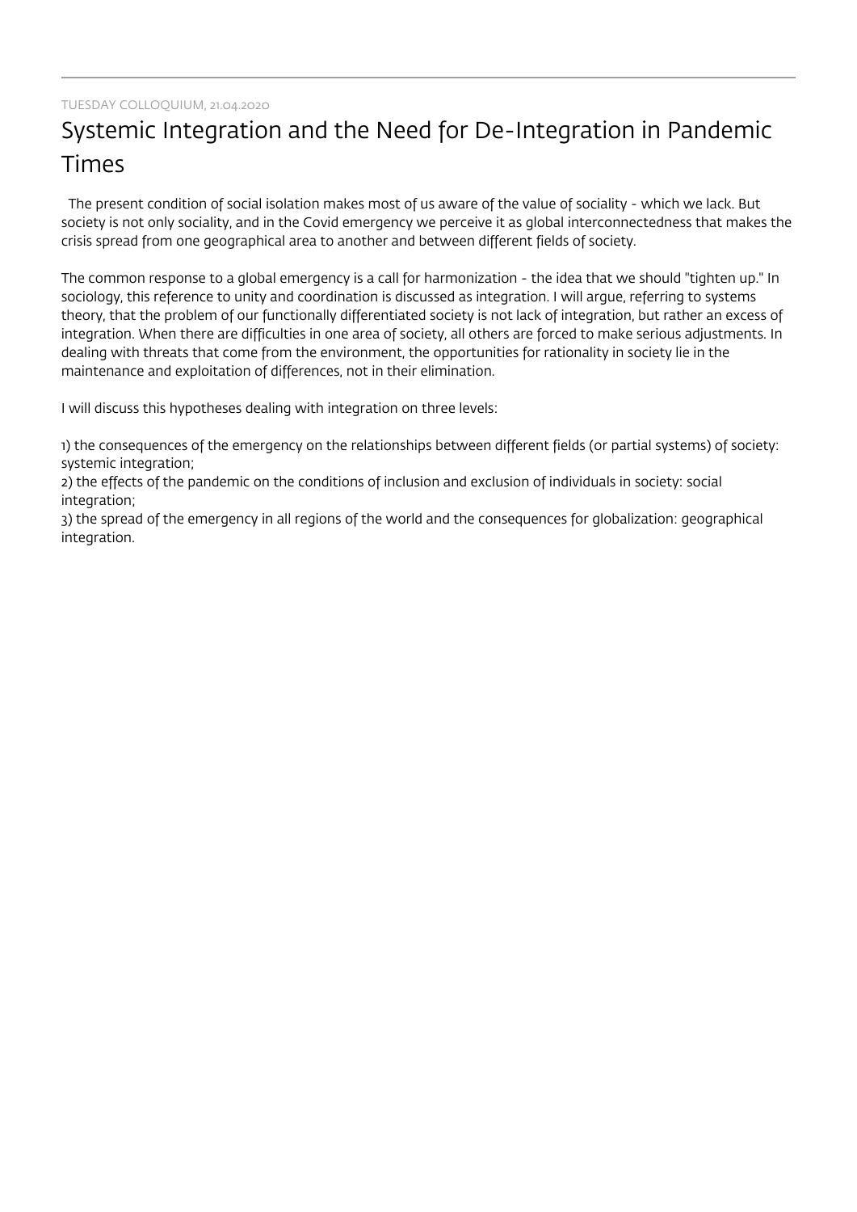TUESDAY COLLOQUIUM, 21.04.2020

# Systemic Integration and the Need for De-Integration in Pandemic Times

The present condition of social isolation makes most of us aware of the value of sociality - which we lack. But society is not only sociality, and in the Covid emergency we perceive it as global interconnectedness that makes the crisis spread from one geographical area to another and between different fields of society.

The common response to a global emergency is a call for harmonization - the idea that we should "tighten up." In sociology, this reference to unity and coordination is discussed as integration. I will argue, referring to systems theory, that the problem of our functionally differentiated society is not lack of integration, but rather an excess of integration. When there are difficulties in one area of society, all others are forced to make serious adjustments. In dealing with threats that come from the environment, the opportunities for rationality in society lie in the maintenance and exploitation of differences, not in their elimination.

I will discuss this hypotheses dealing with integration on three levels:

1) the consequences of the emergency on the relationships between different fields (or partial systems) of society: systemic integration;
2) the effects of the pandemic on the conditions of inclusion and exclusion of individuals in society: social integration;
3) the spread of the emergency in all regions of the world and the consequences for globalization: geographical integration.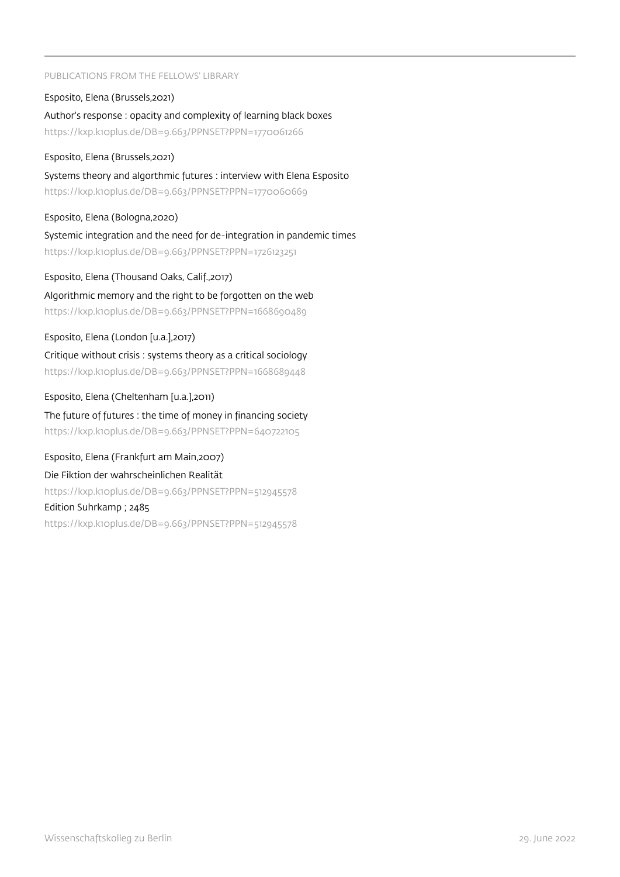PUBLICATIONS FROM THE FELLOWS' LIBRARY

Esposito, Elena (Brussels,2021)

Author's response : opacity and complexity of learning black boxes

https://kxp.k10plus.de/DB=9.663/PPNSET?PPN=1770061266

Esposito, Elena (Brussels,2021)

Systems theory and algorthmic futures : interview with Elena Esposito

https://kxp.k10plus.de/DB=9.663/PPNSET?PPN=1770060669

Esposito, Elena (Bologna,2020)

Systemic integration and the need for de-integration in pandemic times

https://kxp.k10plus.de/DB=9.663/PPNSET?PPN=1726123251

Esposito, Elena (Thousand Oaks, Calif.,2017)

Algorithmic memory and the right to be forgotten on the web

https://kxp.k10plus.de/DB=9.663/PPNSET?PPN=1668690489

Esposito, Elena (London [u.a.],2017)

Critique without crisis : systems theory as a critical sociology

https://kxp.k10plus.de/DB=9.663/PPNSET?PPN=1668689448

Esposito, Elena (Cheltenham [u.a.],2011)

The future of futures : the time of money in financing society

https://kxp.k10plus.de/DB=9.663/PPNSET?PPN=640722105

Esposito, Elena (Frankfurt am Main,2007)

Die Fiktion der wahrscheinlichen Realität

https://kxp.k10plus.de/DB=9.663/PPNSET?PPN=512945578

Edition Suhrkamp ; 2485

https://kxp.k10plus.de/DB=9.663/PPNSET?PPN=512945578